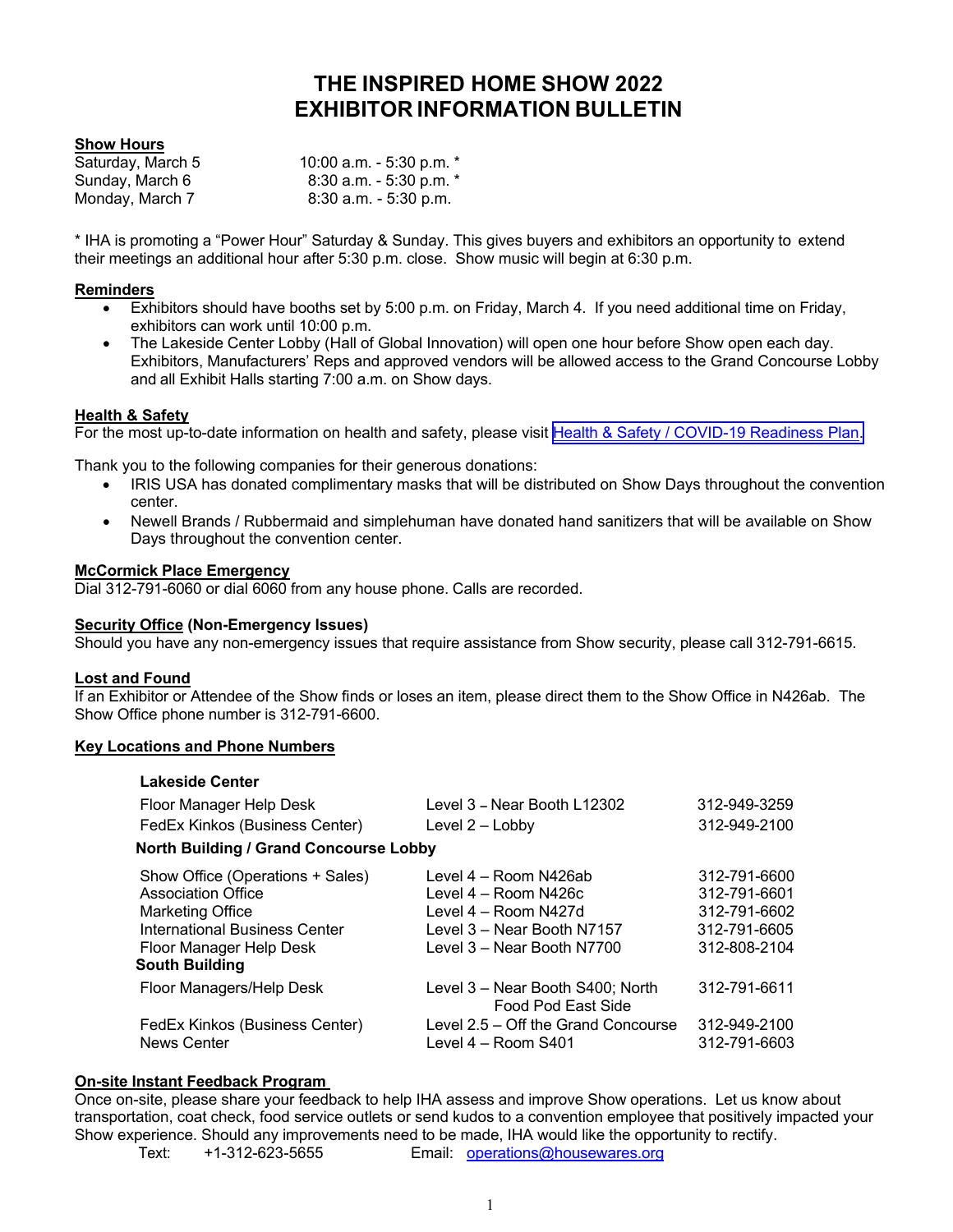# THE INSPIRED HOME SHOW 2022
# EXHIBITOR INFORMATION BULLETIN

**Show Hours**

| | |
|---|---|
| Saturday, March 5 | 10:00 a.m. - 5:30 p.m. * |
| Sunday, March 6 | 8:30 a.m. - 5:30 p.m. * |
| Monday, March 7 | 8:30 a.m. - 5:30 p.m. |

* IHA is promoting a "Power Hour" Saturday & Sunday. This gives buyers and exhibitors an opportunity to extend their meetings an additional hour after 5:30 p.m. close. Show music will begin at 6:30 p.m.

**Reminders**

- Exhibitors should have booths set by 5:00 p.m. on Friday, March 4. If you need additional time on Friday, exhibitors can work until 10:00 p.m.
- The Lakeside Center Lobby (Hall of Global Innovation) will open one hour before Show open each day. Exhibitors, Manufacturers' Reps and approved vendors will be allowed access to the Grand Concourse Lobby and all Exhibit Halls starting 7:00 a.m. on Show days.

**Health & Safety**

For the most up-to-date information on health and safety, please visit Health & Safety / COVID-19 Readiness Plan.

Thank you to the following companies for their generous donations:

- IRIS USA has donated complimentary masks that will be distributed on Show Days throughout the convention center.
- Newell Brands / Rubbermaid and simplehuman have donated hand sanitizers that will be available on Show Days throughout the convention center.

**McCormick Place Emergency**

Dial 312-791-6060 or dial 6060 from any house phone. Calls are recorded.

**Security Office (Non-Emergency Issues)**

Should you have any non-emergency issues that require assistance from Show security, please call 312-791-6615.

**Lost and Found**

If an Exhibitor or Attendee of the Show finds or loses an item, please direct them to the Show Office in N426ab. The Show Office phone number is 312-791-6600.

**Key Locations and Phone Numbers**

| | | |
|---|---|---|
| **Lakeside Center** | | |
| Floor Manager Help Desk | Level 3 – Near Booth L12302 | 312-949-3259 |
| FedEx Kinkos (Business Center) | Level 2 – Lobby | 312-949-2100 |
| **North Building / Grand Concourse Lobby** | | |
| Show Office (Operations + Sales) | Level 4 – Room N426ab | 312-791-6600 |
| Association Office | Level 4 – Room N426c | 312-791-6601 |
| Marketing Office | Level 4 – Room N427d | 312-791-6602 |
| International Business Center | Level 3 – Near Booth N7157 | 312-791-6605 |
| Floor Manager Help Desk | Level 3 – Near Booth N7700 | 312-808-2104 |
| **South Building** | | |
| Floor Managers/Help Desk | Level 3 – Near Booth S400; North Food Pod East Side | 312-791-6611 |
| FedEx Kinkos (Business Center) | Level 2.5 – Off the Grand Concourse | 312-949-2100 |
| News Center | Level 4 – Room S401 | 312-791-6603 |

**On-site Instant Feedback Program**

Once on-site, please share your feedback to help IHA assess and improve Show operations. Let us know about transportation, coat check, food service outlets or send kudos to a convention employee that positively impacted your Show experience. Should any improvements need to be made, IHA would like the opportunity to rectify.

Text: +1-312-623-5655 Email: operations@housewares.org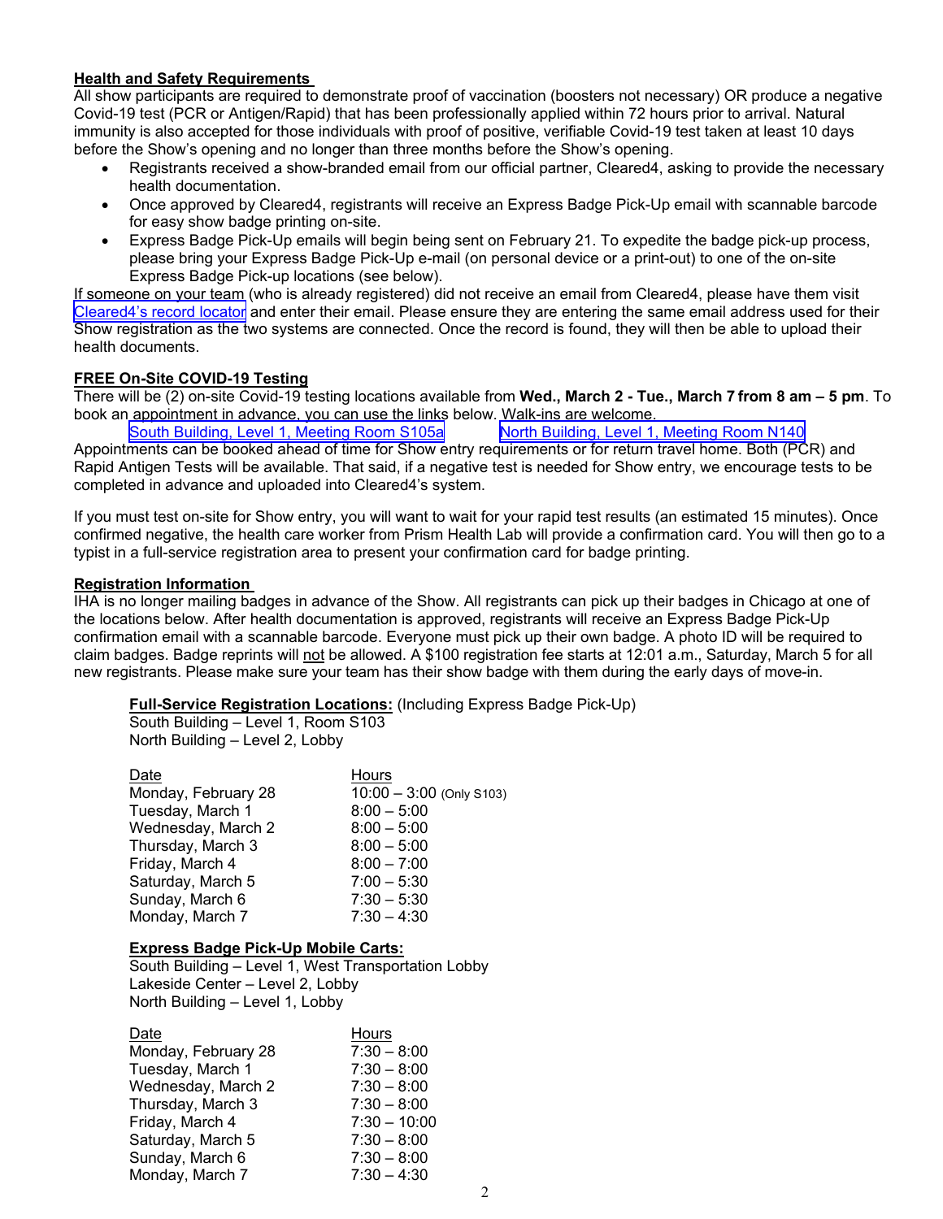**Health and Safety Requirements**

All show participants are required to demonstrate proof of vaccination (boosters not necessary) OR produce a negative Covid-19 test (PCR or Antigen/Rapid) that has been professionally applied within 72 hours prior to arrival. Natural immunity is also accepted for those individuals with proof of positive, verifiable Covid-19 test taken at least 10 days before the Show's opening and no longer than three months before the Show's opening.

- Registrants received a show-branded email from our official partner, Cleared4, asking to provide the necessary health documentation.
- Once approved by Cleared4, registrants will receive an Express Badge Pick-Up email with scannable barcode for easy show badge printing on-site.
- Express Badge Pick-Up emails will begin being sent on February 21. To expedite the badge pick-up process, please bring your Express Badge Pick-Up e-mail (on personal device or a print-out) to one of the on-site Express Badge Pick-up locations (see below).

If someone on your team (who is already registered) did not receive an email from Cleared4, please have them visit Cleared4's record locator and enter their email. Please ensure they are entering the same email address used for their Show registration as the two systems are connected. Once the record is found, they will then be able to upload their health documents.

**FREE On-Site COVID-19 Testing**

There will be (2) on-site Covid-19 testing locations available from **Wed., March 2 - Tue., March 7 from 8 am – 5 pm**. To book an appointment in advance, you can use the links below. Walk-ins are welcome.

South Building, Level 1, Meeting Room S105a      North Building, Level 1, Meeting Room N140

Appointments can be booked ahead of time for Show entry requirements or for return travel home. Both (PCR) and Rapid Antigen Tests will be available. That said, if a negative test is needed for Show entry, we encourage tests to be completed in advance and uploaded into Cleared4's system.

If you must test on-site for Show entry, you will want to wait for your rapid test results (an estimated 15 minutes). Once confirmed negative, the health care worker from Prism Health Lab will provide a confirmation card. You will then go to a typist in a full-service registration area to present your confirmation card for badge printing.

**Registration Information**

IHA is no longer mailing badges in advance of the Show. All registrants can pick up their badges in Chicago at one of the locations below. After health documentation is approved, registrants will receive an Express Badge Pick-Up confirmation email with a scannable barcode. Everyone must pick up their own badge. A photo ID will be required to claim badges. Badge reprints will not be allowed. A $100 registration fee starts at 12:01 a.m., Saturday, March 5 for all new registrants. Please make sure your team has their show badge with them during the early days of move-in.

**Full-Service Registration Locations:** (Including Express Badge Pick-Up)
South Building – Level 1, Room S103
North Building – Level 2, Lobby

| Date | Hours |
|---|---|
| Monday, February 28 | 10:00 – 3:00 (Only S103) |
| Tuesday, March 1 | 8:00 – 5:00 |
| Wednesday, March 2 | 8:00 – 5:00 |
| Thursday, March 3 | 8:00 – 5:00 |
| Friday, March 4 | 8:00 – 7:00 |
| Saturday, March 5 | 7:00 – 5:30 |
| Sunday, March 6 | 7:30 – 5:30 |
| Monday, March 7 | 7:30 – 4:30 |

**Express Badge Pick-Up Mobile Carts:**
South Building – Level 1, West Transportation Lobby
Lakeside Center – Level 2, Lobby
North Building – Level 1, Lobby

| Date | Hours |
|---|---|
| Monday, February 28 | 7:30 – 8:00 |
| Tuesday, March 1 | 7:30 – 8:00 |
| Wednesday, March 2 | 7:30 – 8:00 |
| Thursday, March 3 | 7:30 – 8:00 |
| Friday, March 4 | 7:30 – 10:00 |
| Saturday, March 5 | 7:30 – 8:00 |
| Sunday, March 6 | 7:30 – 8:00 |
| Monday, March 7 | 7:30 – 4:30 |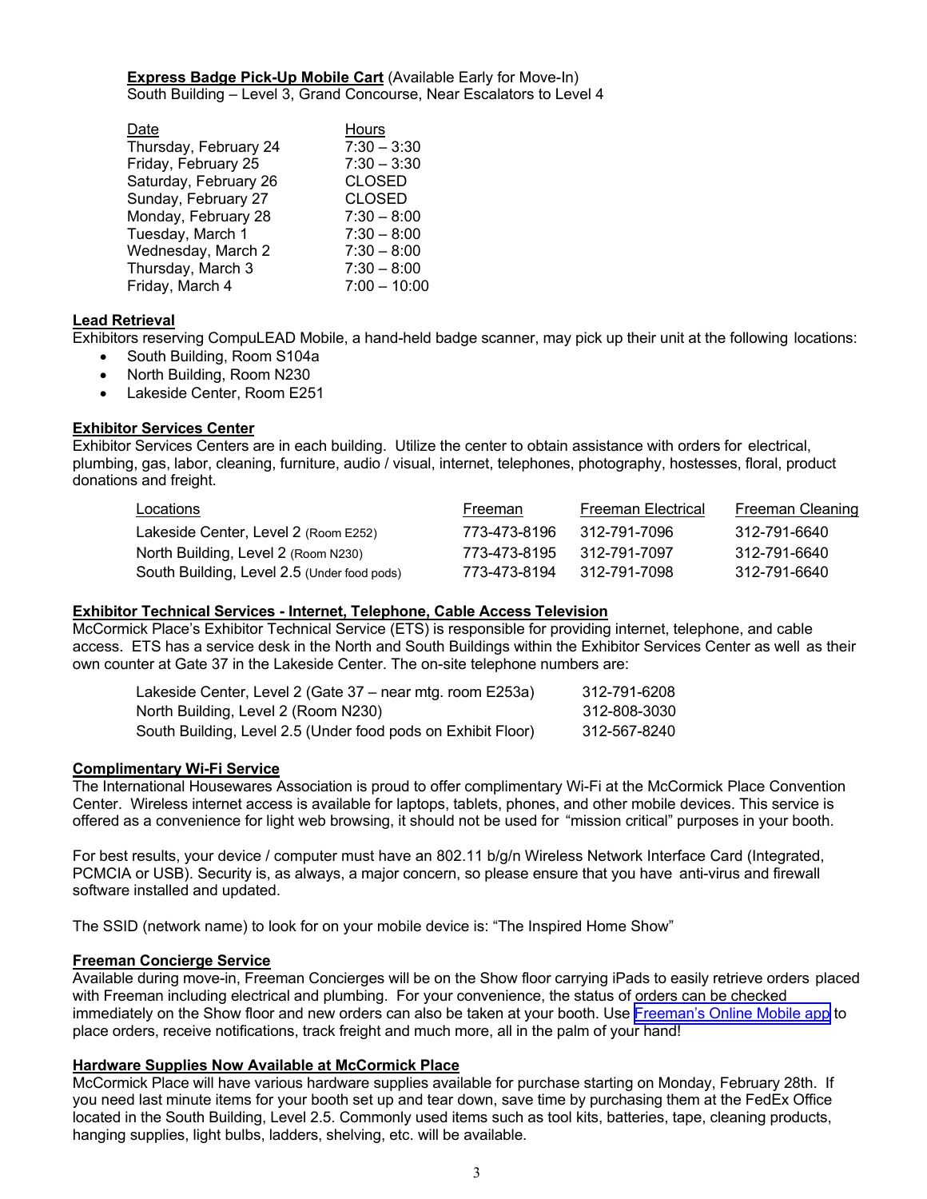**Express Badge Pick-Up Mobile Cart** (Available Early for Move-In)
South Building – Level 3, Grand Concourse, Near Escalators to Level 4

| Date | Hours |
|---|---|
| Thursday, February 24 | 7:30 – 3:30 |
| Friday, February 25 | 7:30 – 3:30 |
| Saturday, February 26 | CLOSED |
| Sunday, February 27 | CLOSED |
| Monday, February 28 | 7:30 – 8:00 |
| Tuesday, March 1 | 7:30 – 8:00 |
| Wednesday, March 2 | 7:30 – 8:00 |
| Thursday, March 3 | 7:30 – 8:00 |
| Friday, March 4 | 7:00 – 10:00 |

**Lead Retrieval**

Exhibitors reserving CompuLEAD Mobile, a hand-held badge scanner, may pick up their unit at the following locations:

- South Building, Room S104a
- North Building, Room N230
- Lakeside Center, Room E251

**Exhibitor Services Center**

Exhibitor Services Centers are in each building. Utilize the center to obtain assistance with orders for electrical, plumbing, gas, labor, cleaning, furniture, audio / visual, internet, telephones, photography, hostesses, floral, product donations and freight.

| Locations | Freeman | Freeman Electrical | Freeman Cleaning |
|---|---|---|---|
| Lakeside Center, Level 2 (Room E252) | 773-473-8196 | 312-791-7096 | 312-791-6640 |
| North Building, Level 2 (Room N230) | 773-473-8195 | 312-791-7097 | 312-791-6640 |
| South Building, Level 2.5 (Under food pods) | 773-473-8194 | 312-791-7098 | 312-791-6640 |

**Exhibitor Technical Services - Internet, Telephone, Cable Access Television**

McCormick Place's Exhibitor Technical Service (ETS) is responsible for providing internet, telephone, and cable access. ETS has a service desk in the North and South Buildings within the Exhibitor Services Center as well as their own counter at Gate 37 in the Lakeside Center. The on-site telephone numbers are:

| | |
|---|---|
| Lakeside Center, Level 2 (Gate 37 – near mtg. room E253a) | 312-791-6208 |
| North Building, Level 2 (Room N230) | 312-808-3030 |
| South Building, Level 2.5 (Under food pods on Exhibit Floor) | 312-567-8240 |

**Complimentary Wi-Fi Service**

The International Housewares Association is proud to offer complimentary Wi-Fi at the McCormick Place Convention Center. Wireless internet access is available for laptops, tablets, phones, and other mobile devices. This service is offered as a convenience for light web browsing, it should not be used for "mission critical" purposes in your booth.

For best results, your device / computer must have an 802.11 b/g/n Wireless Network Interface Card (Integrated, PCMCIA or USB). Security is, as always, a major concern, so please ensure that you have anti-virus and firewall software installed and updated.

The SSID (network name) to look for on your mobile device is: "The Inspired Home Show"

**Freeman Concierge Service**

Available during move-in, Freeman Concierges will be on the Show floor carrying iPads to easily retrieve orders placed with Freeman including electrical and plumbing. For your convenience, the status of orders can be checked immediately on the Show floor and new orders can also be taken at your booth. Use Freeman's Online Mobile app to place orders, receive notifications, track freight and much more, all in the palm of your hand!

**Hardware Supplies Now Available at McCormick Place**

McCormick Place will have various hardware supplies available for purchase starting on Monday, February 28th. If you need last minute items for your booth set up and tear down, save time by purchasing them at the FedEx Office located in the South Building, Level 2.5. Commonly used items such as tool kits, batteries, tape, cleaning products, hanging supplies, light bulbs, ladders, shelving, etc. will be available.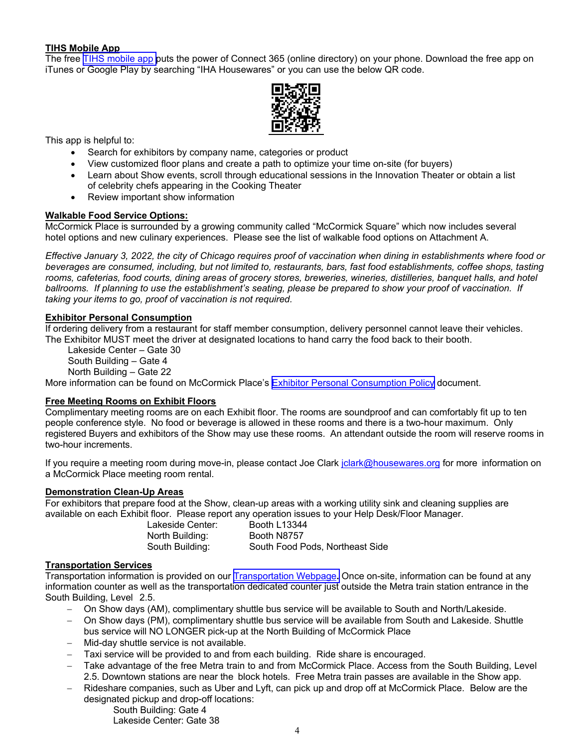**TIHS Mobile App**

The free TIHS mobile app puts the power of Connect 365 (online directory) on your phone. Download the free app on iTunes or Google Play by searching "IHA Housewares" or you can use the below QR code.

This app is helpful to:

- Search for exhibitors by company name, categories or product
- View customized floor plans and create a path to optimize your time on-site (for buyers)
- Learn about Show events, scroll through educational sessions in the Innovation Theater or obtain a list of celebrity chefs appearing in the Cooking Theater
- Review important show information

**Walkable Food Service Options:**

McCormick Place is surrounded by a growing community called "McCormick Square" which now includes several hotel options and new culinary experiences. Please see the list of walkable food options on Attachment A.

*Effective January 3, 2022, the city of Chicago requires proof of vaccination when dining in establishments where food or beverages are consumed, including, but not limited to, restaurants, bars, fast food establishments, coffee shops, tasting rooms, cafeterias, food courts, dining areas of grocery stores, breweries, wineries, distilleries, banquet halls, and hotel ballrooms. If planning to use the establishment's seating, please be prepared to show your proof of vaccination. If taking your items to go, proof of vaccination is not required.*

**Exhibitor Personal Consumption**

If ordering delivery from a restaurant for staff member consumption, delivery personnel cannot leave their vehicles. The Exhibitor MUST meet the driver at designated locations to hand carry the food back to their booth.

Lakeside Center – Gate 30
South Building – Gate 4
North Building – Gate 22

More information can be found on McCormick Place's Exhibitor Personal Consumption Policy document.

**Free Meeting Rooms on Exhibit Floors**

Complimentary meeting rooms are on each Exhibit floor. The rooms are soundproof and can comfortably fit up to ten people conference style. No food or beverage is allowed in these rooms and there is a two-hour maximum. Only registered Buyers and exhibitors of the Show may use these rooms. An attendant outside the room will reserve rooms in two-hour increments.

If you require a meeting room during move-in, please contact Joe Clark jclark@housewares.org for more information on a McCormick Place meeting room rental.

**Demonstration Clean-Up Areas**

For exhibitors that prepare food at the Show, clean-up areas with a working utility sink and cleaning supplies are available on each Exhibit floor. Please report any operation issues to your Help Desk/Floor Manager.

| | |
|---|---|
| Lakeside Center: | Booth L13344 |
| North Building: | Booth N8757 |
| South Building: | South Food Pods, Northeast Side |

**Transportation Services**

Transportation information is provided on our Transportation Webpage. Once on-site, information can be found at any information counter as well as the transportation dedicated counter just outside the Metra train station entrance in the South Building, Level 2.5.

- On Show days (AM), complimentary shuttle bus service will be available to South and North/Lakeside.
- On Show days (PM), complimentary shuttle bus service will be available from South and Lakeside. Shuttle bus service will NO LONGER pick-up at the North Building of McCormick Place
- Mid-day shuttle service is not available.
- Taxi service will be provided to and from each building. Ride share is encouraged.
- Take advantage of the free Metra train to and from McCormick Place. Access from the South Building, Level 2.5. Downtown stations are near the block hotels. Free Metra train passes are available in the Show app.
- Rideshare companies, such as Uber and Lyft, can pick up and drop off at McCormick Place. Below are the designated pickup and drop-off locations:

  South Building: Gate 4
  Lakeside Center: Gate 38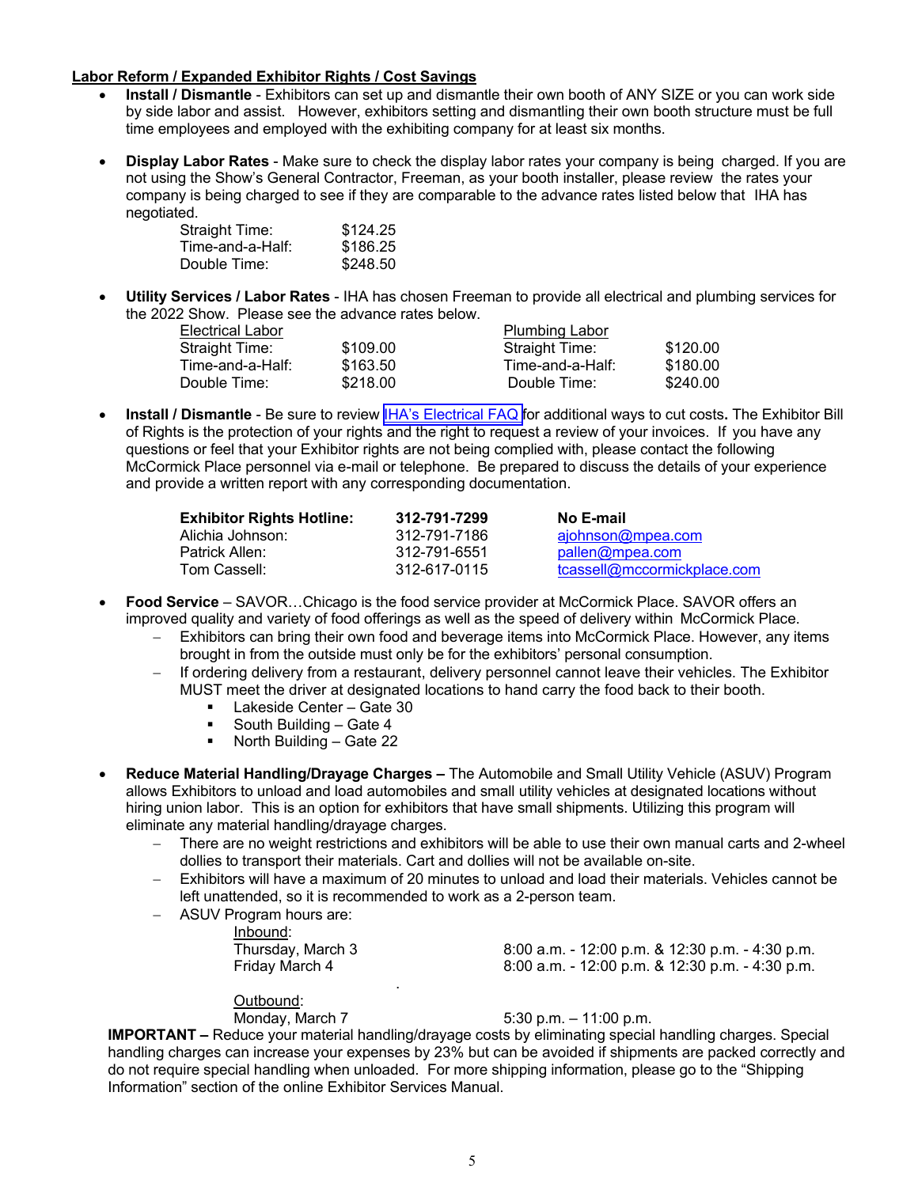**Labor Reform / Expanded Exhibitor Rights / Cost Savings**

- **Install / Dismantle** - Exhibitors can set up and dismantle their own booth of ANY SIZE or you can work side by side labor and assist. However, exhibitors setting and dismantling their own booth structure must be full time employees and employed with the exhibiting company for at least six months.

- **Display Labor Rates** - Make sure to check the display labor rates your company is being charged. If you are not using the Show's General Contractor, Freeman, as your booth installer, please review the rates your company is being charged to see if they are comparable to the advance rates listed below that IHA has negotiated.

| | |
|---|---|
| Straight Time: | $124.25 |
| Time-and-a-Half: | $186.25 |
| Double Time: | $248.50 |

- **Utility Services / Labor Rates** - IHA has chosen Freeman to provide all electrical and plumbing services for the 2022 Show. Please see the advance rates below.

| Electrical Labor | | Plumbing Labor | |
|---|---|---|---|
| Straight Time: | $109.00 | Straight Time: | $120.00 |
| Time-and-a-Half: | $163.50 | Time-and-a-Half: | $180.00 |
| Double Time: | $218.00 | Double Time: | $240.00 |

- **Install / Dismantle** - Be sure to review IHA's Electrical FAQ for additional ways to cut costs**.** The Exhibitor Bill of Rights is the protection of your rights and the right to request a review of your invoices. If you have any questions or feel that your Exhibitor rights are not being complied with, please contact the following McCormick Place personnel via e-mail or telephone. Be prepared to discuss the details of your experience and provide a written report with any corresponding documentation.

| **Exhibitor Rights Hotline:** | **312-791-7299** | **No E-mail** |
|---|---|---|
| Alichia Johnson: | 312-791-7186 | ajohnson@mpea.com |
| Patrick Allen: | 312-791-6551 | pallen@mpea.com |
| Tom Cassell: | 312-617-0115 | tcassell@mccormickplace.com |

- **Food Service** – SAVOR…Chicago is the food service provider at McCormick Place. SAVOR offers an improved quality and variety of food offerings as well as the speed of delivery within McCormick Place.
  - Exhibitors can bring their own food and beverage items into McCormick Place. However, any items brought in from the outside must only be for the exhibitors' personal consumption.
  - If ordering delivery from a restaurant, delivery personnel cannot leave their vehicles. The Exhibitor MUST meet the driver at designated locations to hand carry the food back to their booth.
    - Lakeside Center – Gate 30
    - South Building – Gate 4
    - North Building – Gate 22

- **Reduce Material Handling/Drayage Charges –** The Automobile and Small Utility Vehicle (ASUV) Program allows Exhibitors to unload and load automobiles and small utility vehicles at designated locations without hiring union labor. This is an option for exhibitors that have small shipments. Utilizing this program will eliminate any material handling/drayage charges.
  - There are no weight restrictions and exhibitors will be able to use their own manual carts and 2-wheel dollies to transport their materials. Cart and dollies will not be available on-site.
  - Exhibitors will have a maximum of 20 minutes to unload and load their materials. Vehicles cannot be left unattended, so it is recommended to work as a 2-person team.
  - ASUV Program hours are:

    Inbound:

    | | |
    |---|---|
    | Thursday, March 3 | 8:00 a.m. - 12:00 p.m. & 12:30 p.m. - 4:30 p.m. |
    | Friday March 4 | 8:00 a.m. - 12:00 p.m. & 12:30 p.m. - 4:30 p.m. |

    Outbound:

    | | |
    |---|---|
    | Monday, March 7 | 5:30 p.m. – 11:00 p.m. |

**IMPORTANT –** Reduce your material handling/drayage costs by eliminating special handling charges. Special handling charges can increase your expenses by 23% but can be avoided if shipments are packed correctly and do not require special handling when unloaded. For more shipping information, please go to the "Shipping Information" section of the online Exhibitor Services Manual.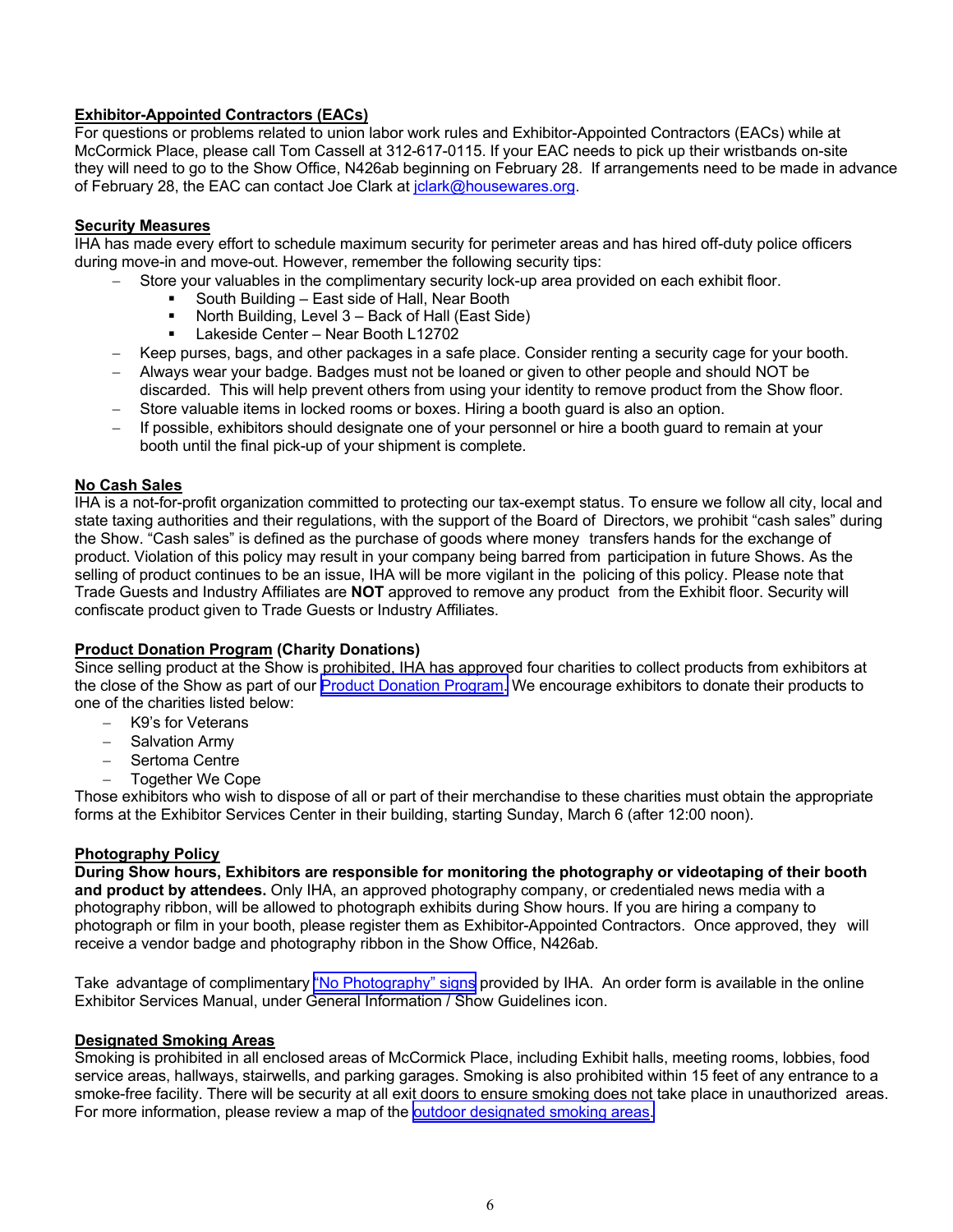## Exhibitor-Appointed Contractors (EACs)

For questions or problems related to union labor work rules and Exhibitor-Appointed Contractors (EACs) while at McCormick Place, please call Tom Cassell at 312-617-0115. If your EAC needs to pick up their wristbands on-site they will need to go to the Show Office, N426ab beginning on February 28. If arrangements need to be made in advance of February 28, the EAC can contact Joe Clark at jclark@housewares.org.

## Security Measures

IHA has made every effort to schedule maximum security for perimeter areas and has hired off-duty police officers during move-in and move-out. However, remember the following security tips:

- Store your valuables in the complimentary security lock-up area provided on each exhibit floor.
  - South Building – East side of Hall, Near Booth
  - North Building, Level 3 – Back of Hall (East Side)
  - Lakeside Center – Near Booth L12702
- Keep purses, bags, and other packages in a safe place. Consider renting a security cage for your booth.
- Always wear your badge. Badges must not be loaned or given to other people and should NOT be discarded. This will help prevent others from using your identity to remove product from the Show floor.
- Store valuable items in locked rooms or boxes. Hiring a booth guard is also an option.
- If possible, exhibitors should designate one of your personnel or hire a booth guard to remain at your booth until the final pick-up of your shipment is complete.

## No Cash Sales

IHA is a not-for-profit organization committed to protecting our tax-exempt status. To ensure we follow all city, local and state taxing authorities and their regulations, with the support of the Board of Directors, we prohibit "cash sales" during the Show. "Cash sales" is defined as the purchase of goods where money transfers hands for the exchange of product. Violation of this policy may result in your company being barred from participation in future Shows. As the selling of product continues to be an issue, IHA will be more vigilant in the policing of this policy. Please note that Trade Guests and Industry Affiliates are **NOT** approved to remove any product from the Exhibit floor. Security will confiscate product given to Trade Guests or Industry Affiliates.

## Product Donation Program (Charity Donations)

Since selling product at the Show is prohibited, IHA has approved four charities to collect products from exhibitors at the close of the Show as part of our Product Donation Program. We encourage exhibitors to donate their products to one of the charities listed below:

- K9's for Veterans
- Salvation Army
- Sertoma Centre
- Together We Cope

Those exhibitors who wish to dispose of all or part of their merchandise to these charities must obtain the appropriate forms at the Exhibitor Services Center in their building, starting Sunday, March 6 (after 12:00 noon).

## Photography Policy

**During Show hours, Exhibitors are responsible for monitoring the photography or videotaping of their booth and product by attendees.** Only IHA, an approved photography company, or credentialed news media with a photography ribbon, will be allowed to photograph exhibits during Show hours. If you are hiring a company to photograph or film in your booth, please register them as Exhibitor-Appointed Contractors. Once approved, they will receive a vendor badge and photography ribbon in the Show Office, N426ab.

Take advantage of complimentary "No Photography" signs provided by IHA. An order form is available in the online Exhibitor Services Manual, under General Information / Show Guidelines icon.

## Designated Smoking Areas

Smoking is prohibited in all enclosed areas of McCormick Place, including Exhibit halls, meeting rooms, lobbies, food service areas, hallways, stairwells, and parking garages. Smoking is also prohibited within 15 feet of any entrance to a smoke-free facility. There will be security at all exit doors to ensure smoking does not take place in unauthorized areas. For more information, please review a map of the outdoor designated smoking areas.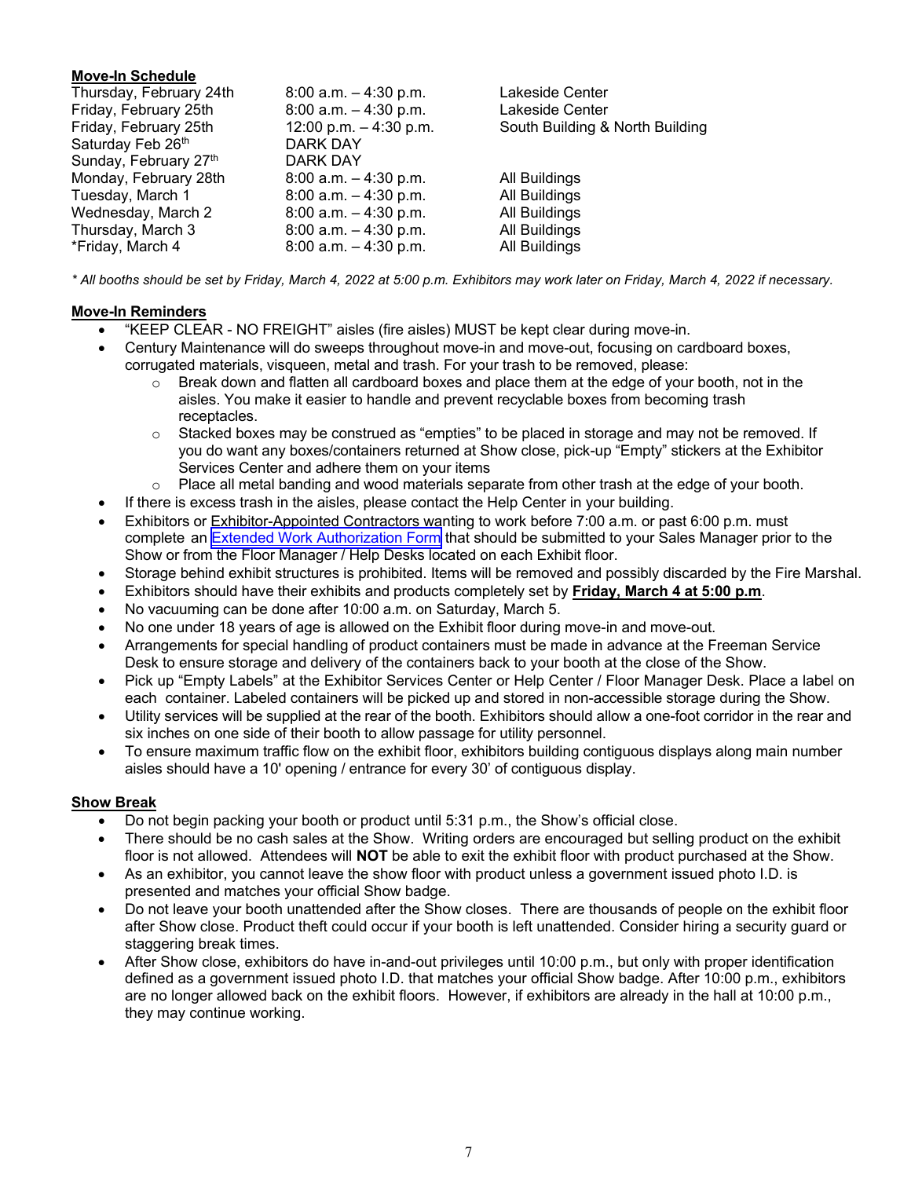**Move-In Schedule**

| | | |
|---|---|---|
| Thursday, February 24th | 8:00 a.m. – 4:30 p.m. | Lakeside Center |
| Friday, February 25th | 8:00 a.m. – 4:30 p.m. | Lakeside Center |
| Friday, February 25th | 12:00 p.m. – 4:30 p.m. | South Building & North Building |
| Saturday Feb 26th | DARK DAY | |
| Sunday, February 27th | DARK DAY | |
| Monday, February 28th | 8:00 a.m. – 4:30 p.m. | All Buildings |
| Tuesday, March 1 | 8:00 a.m. – 4:30 p.m. | All Buildings |
| Wednesday, March 2 | 8:00 a.m. – 4:30 p.m. | All Buildings |
| Thursday, March 3 | 8:00 a.m. – 4:30 p.m. | All Buildings |
| *Friday, March 4 | 8:00 a.m. – 4:30 p.m. | All Buildings |

*\* All booths should be set by Friday, March 4, 2022 at 5:00 p.m. Exhibitors may work later on Friday, March 4, 2022 if necessary.*

**Move-In Reminders**

- "KEEP CLEAR - NO FREIGHT" aisles (fire aisles) MUST be kept clear during move-in.
- Century Maintenance will do sweeps throughout move-in and move-out, focusing on cardboard boxes, corrugated materials, visqueen, metal and trash. For your trash to be removed, please:
  - Break down and flatten all cardboard boxes and place them at the edge of your booth, not in the aisles. You make it easier to handle and prevent recyclable boxes from becoming trash receptacles.
  - Stacked boxes may be construed as "empties" to be placed in storage and may not be removed. If you do want any boxes/containers returned at Show close, pick-up "Empty" stickers at the Exhibitor Services Center and adhere them on your items
  - Place all metal banding and wood materials separate from other trash at the edge of your booth.
- If there is excess trash in the aisles, please contact the Help Center in your building.
- Exhibitors or Exhibitor-Appointed Contractors wanting to work before 7:00 a.m. or past 6:00 p.m. must complete an Extended Work Authorization Form that should be submitted to your Sales Manager prior to the Show or from the Floor Manager / Help Desks located on each Exhibit floor.
- Storage behind exhibit structures is prohibited. Items will be removed and possibly discarded by the Fire Marshal.
- Exhibitors should have their exhibits and products completely set by **Friday, March 4 at 5:00 p.m**.
- No vacuuming can be done after 10:00 a.m. on Saturday, March 5.
- No one under 18 years of age is allowed on the Exhibit floor during move-in and move-out.
- Arrangements for special handling of product containers must be made in advance at the Freeman Service Desk to ensure storage and delivery of the containers back to your booth at the close of the Show.
- Pick up "Empty Labels" at the Exhibitor Services Center or Help Center / Floor Manager Desk. Place a label on each container. Labeled containers will be picked up and stored in non-accessible storage during the Show.
- Utility services will be supplied at the rear of the booth. Exhibitors should allow a one-foot corridor in the rear and six inches on one side of their booth to allow passage for utility personnel.
- To ensure maximum traffic flow on the exhibit floor, exhibitors building contiguous displays along main number aisles should have a 10' opening / entrance for every 30' of contiguous display.

**Show Break**

- Do not begin packing your booth or product until 5:31 p.m., the Show's official close.
- There should be no cash sales at the Show. Writing orders are encouraged but selling product on the exhibit floor is not allowed. Attendees will **NOT** be able to exit the exhibit floor with product purchased at the Show.
- As an exhibitor, you cannot leave the show floor with product unless a government issued photo I.D. is presented and matches your official Show badge.
- Do not leave your booth unattended after the Show closes. There are thousands of people on the exhibit floor after Show close. Product theft could occur if your booth is left unattended. Consider hiring a security guard or staggering break times.
- After Show close, exhibitors do have in-and-out privileges until 10:00 p.m., but only with proper identification defined as a government issued photo I.D. that matches your official Show badge. After 10:00 p.m., exhibitors are no longer allowed back on the exhibit floors. However, if exhibitors are already in the hall at 10:00 p.m., they may continue working.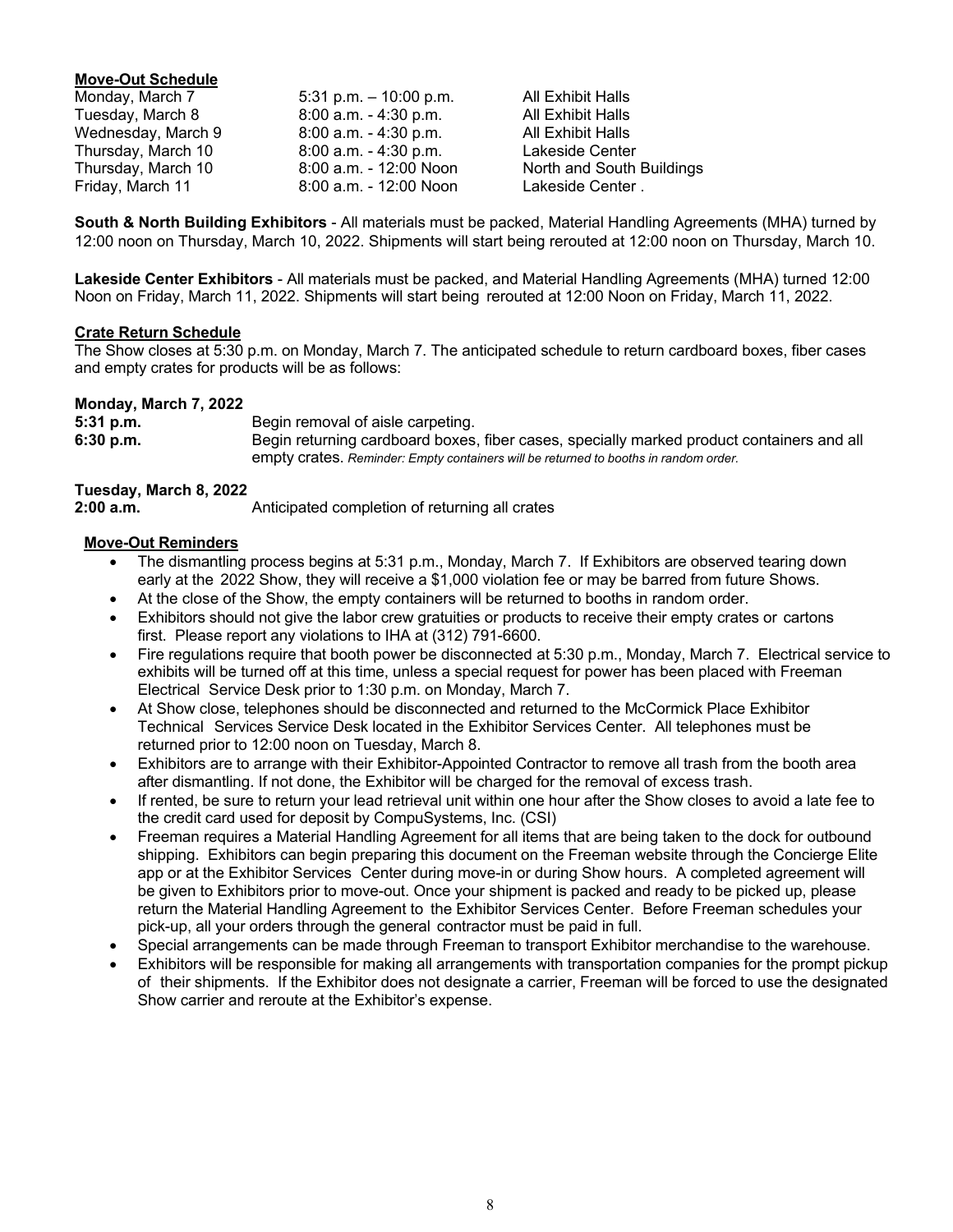**Move-Out Schedule**

| | | |
|---|---|---|
| Monday, March 7 | 5:31 p.m. – 10:00 p.m. | All Exhibit Halls |
| Tuesday, March 8 | 8:00 a.m. - 4:30 p.m. | All Exhibit Halls |
| Wednesday, March 9 | 8:00 a.m. - 4:30 p.m. | All Exhibit Halls |
| Thursday, March 10 | 8:00 a.m. - 4:30 p.m. | Lakeside Center |
| Thursday, March 10 | 8:00 a.m. - 12:00 Noon | North and South Buildings |
| Friday, March 11 | 8:00 a.m. - 12:00 Noon | Lakeside Center . |

**South & North Building Exhibitors** - All materials must be packed, Material Handling Agreements (MHA) turned by 12:00 noon on Thursday, March 10, 2022. Shipments will start being rerouted at 12:00 noon on Thursday, March 10.

**Lakeside Center Exhibitors** - All materials must be packed, and Material Handling Agreements (MHA) turned 12:00 Noon on Friday, March 11, 2022. Shipments will start being rerouted at 12:00 Noon on Friday, March 11, 2022.

**Crate Return Schedule**

The Show closes at 5:30 p.m. on Monday, March 7. The anticipated schedule to return cardboard boxes, fiber cases and empty crates for products will be as follows:

**Monday, March 7, 2022**

**5:31 p.m.** Begin removal of aisle carpeting.

**6:30 p.m.** Begin returning cardboard boxes, fiber cases, specially marked product containers and all empty crates. *Reminder: Empty containers will be returned to booths in random order.*

**Tuesday, March 8, 2022**

**2:00 a.m.** Anticipated completion of returning all crates

**Move-Out Reminders**

- The dismantling process begins at 5:31 p.m., Monday, March 7. If Exhibitors are observed tearing down early at the 2022 Show, they will receive a $1,000 violation fee or may be barred from future Shows.
- At the close of the Show, the empty containers will be returned to booths in random order.
- Exhibitors should not give the labor crew gratuities or products to receive their empty crates or cartons first. Please report any violations to IHA at (312) 791-6600.
- Fire regulations require that booth power be disconnected at 5:30 p.m., Monday, March 7. Electrical service to exhibits will be turned off at this time, unless a special request for power has been placed with Freeman Electrical Service Desk prior to 1:30 p.m. on Monday, March 7.
- At Show close, telephones should be disconnected and returned to the McCormick Place Exhibitor Technical Services Service Desk located in the Exhibitor Services Center. All telephones must be returned prior to 12:00 noon on Tuesday, March 8.
- Exhibitors are to arrange with their Exhibitor-Appointed Contractor to remove all trash from the booth area after dismantling. If not done, the Exhibitor will be charged for the removal of excess trash.
- If rented, be sure to return your lead retrieval unit within one hour after the Show closes to avoid a late fee to the credit card used for deposit by CompuSystems, Inc. (CSI)
- Freeman requires a Material Handling Agreement for all items that are being taken to the dock for outbound shipping. Exhibitors can begin preparing this document on the Freeman website through the Concierge Elite app or at the Exhibitor Services Center during move-in or during Show hours. A completed agreement will be given to Exhibitors prior to move-out. Once your shipment is packed and ready to be picked up, please return the Material Handling Agreement to the Exhibitor Services Center. Before Freeman schedules your pick-up, all your orders through the general contractor must be paid in full.
- Special arrangements can be made through Freeman to transport Exhibitor merchandise to the warehouse.
- Exhibitors will be responsible for making all arrangements with transportation companies for the prompt pickup of their shipments. If the Exhibitor does not designate a carrier, Freeman will be forced to use the designated Show carrier and reroute at the Exhibitor's expense.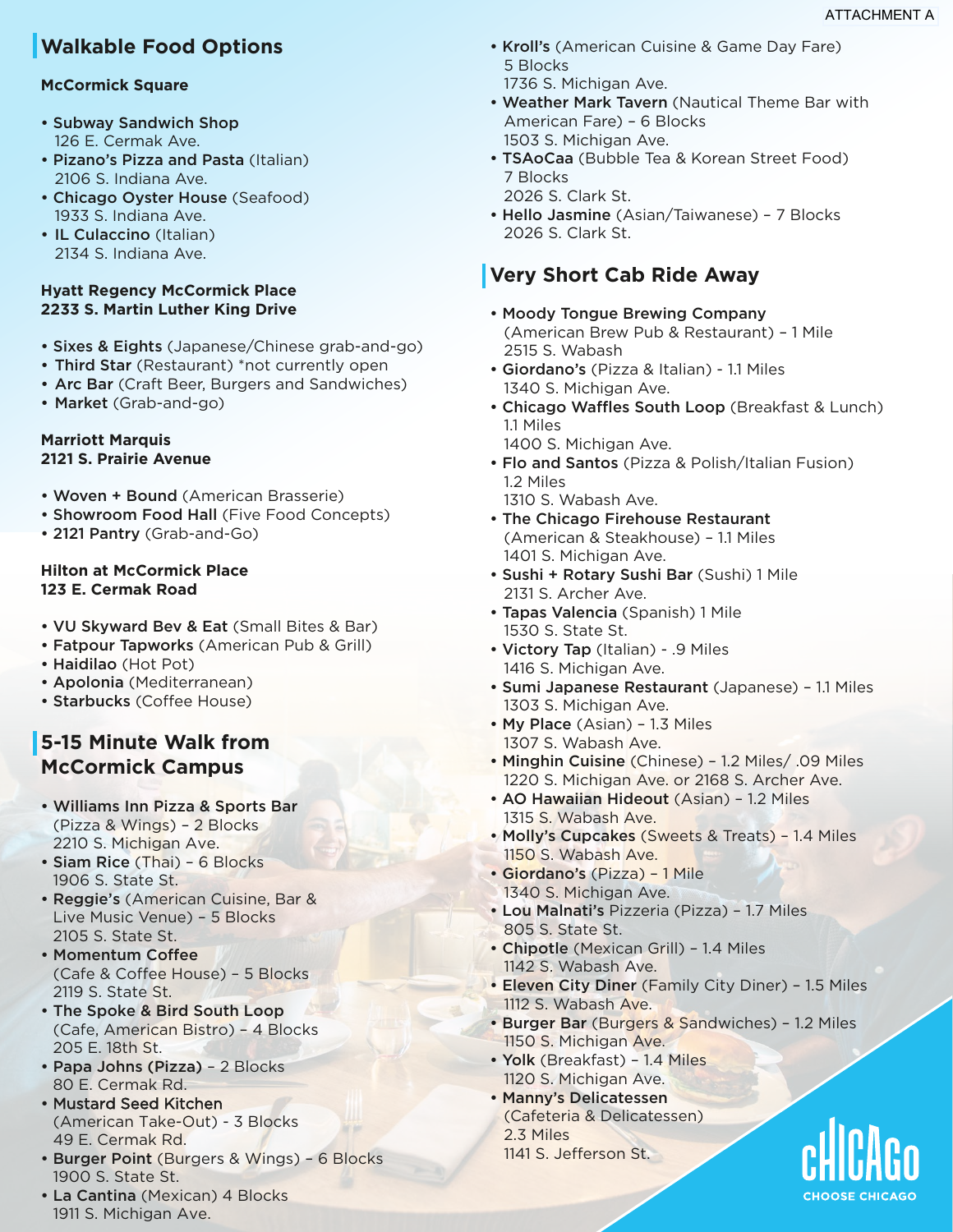ATTACHMENT A

## Walkable Food Options

**McCormick Square**

- **Subway Sandwich Shop**
  126 E. Cermak Ave.
- **Pizano's Pizza and Pasta** (Italian)
  2106 S. Indiana Ave.
- **Chicago Oyster House** (Seafood)
  1933 S. Indiana Ave.
- **IL Culaccino** (Italian)
  2134 S. Indiana Ave.

**Hyatt Regency McCormick Place**
**2233 S. Martin Luther King Drive**

- **Sixes & Eights** (Japanese/Chinese grab-and-go)
- **Third Star** (Restaurant) *not currently open
- **Arc Bar** (Craft Beer, Burgers and Sandwiches)
- **Market** (Grab-and-go)

**Marriott Marquis**
**2121 S. Prairie Avenue**

- **Woven + Bound** (American Brasserie)
- **Showroom Food Hall** (Five Food Concepts)
- **2121 Pantry** (Grab-and-Go)

**Hilton at McCormick Place**
**123 E. Cermak Road**

- **VU Skyward Bev & Eat** (Small Bites & Bar)
- **Fatpour Tapworks** (American Pub & Grill)
- **Haidilao** (Hot Pot)
- **Apolonia** (Mediterranean)
- **Starbucks** (Coffee House)

## 5-15 Minute Walk from McCormick Campus

- **Williams Inn Pizza & Sports Bar** (Pizza & Wings) – 2 Blocks
  2210 S. Michigan Ave.
- **Siam Rice** (Thai) – 6 Blocks
  1906 S. State St.
- **Reggie's** (American Cuisine, Bar & Live Music Venue) – 5 Blocks
  2105 S. State St.
- **Momentum Coffee** (Cafe & Coffee House) – 5 Blocks
  2119 S. State St.
- **The Spoke & Bird South Loop** (Cafe, American Bistro) – 4 Blocks
  205 E. 18th St.
- **Papa Johns (Pizza)** – 2 Blocks
  80 E. Cermak Rd.
- **Mustard Seed Kitchen** (American Take-Out) - 3 Blocks
  49 E. Cermak Rd.
- **Burger Point** (Burgers & Wings) – 6 Blocks
  1900 S. State St.
- **La Cantina** (Mexican) 4 Blocks
  1911 S. Michigan Ave.
- **Kroll's** (American Cuisine & Game Day Fare) 5 Blocks
  1736 S. Michigan Ave.
- **Weather Mark Tavern** (Nautical Theme Bar with American Fare) – 6 Blocks
  1503 S. Michigan Ave.
- **TSAoCaa** (Bubble Tea & Korean Street Food) 7 Blocks
  2026 S. Clark St.
- **Hello Jasmine** (Asian/Taiwanese) – 7 Blocks
  2026 S. Clark St.

## Very Short Cab Ride Away

- **Moody Tongue Brewing Company** (American Brew Pub & Restaurant) – 1 Mile
  2515 S. Wabash
- **Giordano's** (Pizza & Italian) - 1.1 Miles
  1340 S. Michigan Ave.
- **Chicago Waffles South Loop** (Breakfast & Lunch) 1.1 Miles
  1400 S. Michigan Ave.
- **Flo and Santos** (Pizza & Polish/Italian Fusion) 1.2 Miles
  1310 S. Wabash Ave.
- **The Chicago Firehouse Restaurant** (American & Steakhouse) – 1.1 Miles
  1401 S. Michigan Ave.
- **Sushi + Rotary Sushi Bar** (Sushi) 1 Mile
  2131 S. Archer Ave.
- **Tapas Valencia** (Spanish) 1 Mile
  1530 S. State St.
- **Victory Tap** (Italian) - .9 Miles
  1416 S. Michigan Ave.
- **Sumi Japanese Restaurant** (Japanese) – 1.1 Miles
  1303 S. Michigan Ave.
- **My Place** (Asian) – 1.3 Miles
  1307 S. Wabash Ave.
- **Minghin Cuisine** (Chinese) – 1.2 Miles/ .09 Miles
  1220 S. Michigan Ave. or 2168 S. Archer Ave.
- **AO Hawaiian Hideout** (Asian) – 1.2 Miles
  1315 S. Wabash Ave.
- **Molly's Cupcakes** (Sweets & Treats) – 1.4 Miles
  1150 S. Wabash Ave.
- **Giordano's** (Pizza) – 1 Mile
  1340 S. Michigan Ave.
- **Lou Malnati's** Pizzeria (Pizza) – 1.7 Miles
  805 S. State St.
- **Chipotle** (Mexican Grill) – 1.4 Miles
  1142 S. Wabash Ave.
- **Eleven City Diner** (Family City Diner) – 1.5 Miles
  1112 S. Wabash Ave.
- **Burger Bar** (Burgers & Sandwiches) – 1.2 Miles
  1150 S. Michigan Ave.
- **Yolk** (Breakfast) – 1.4 Miles
  1120 S. Michigan Ave.
- **Manny's Delicatessen** (Cafeteria & Delicatessen) 2.3 Miles
  1141 S. Jefferson St.

CHICAGO
CHOOSE CHICAGO